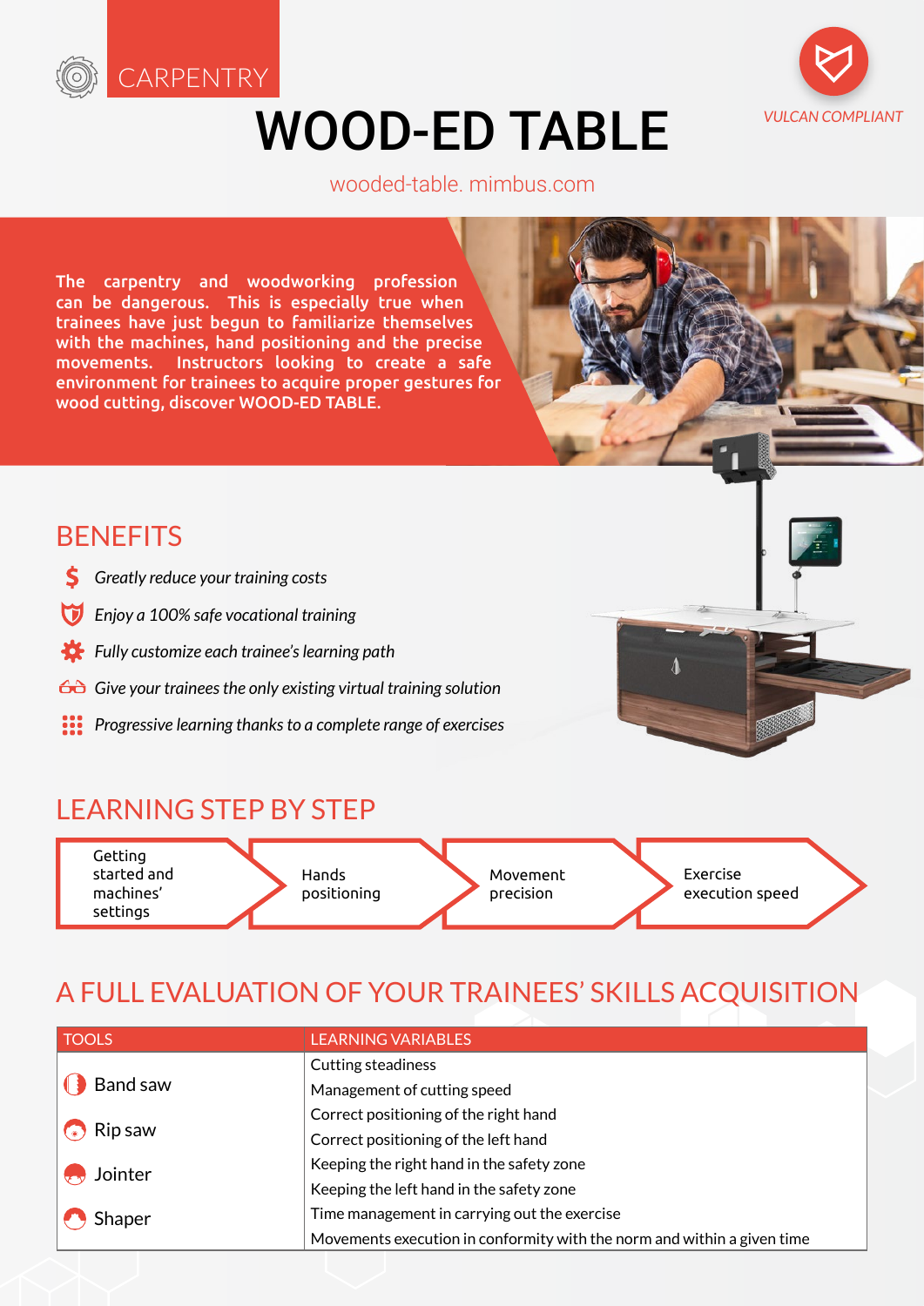CARPENTRY

# WOOD-ED TABLE

VULCAN COMPLIANT

wooded-table. mimbus.com

The carpentry and woodworking profession can be dangerous. This is especially true when trainees have just begun to familiarize themselves with the machines, hand positioning and the precise movements. Instructors looking to create a safe environment for trainees to acquire proper gestures for wood cutting, discover WOOD-ED TABLE.

## BENEFITS

- *Greatly reduce your training costs*
- *Enjoy a 100% safe vocational training*
- *Fully customize each trainee's learning path*
- *Give your trainees the only existing virtual training solution*
- *Progressive learning thanks to a complete range of exercises*

## LEARNING STEP BY STEP

1. Getting started and machines' settings
2. Hands positioning
3. Movement precision
4. Exercise execution speed

## A FULL EVALUATION OF YOUR TRAINEES' SKILLS ACQUISITION

| TOOLS | LEARNING VARIABLES |
|---|---|
| Band saw | Cutting steadiness |
| | Management of cutting speed |
| Rip saw | Correct positioning of the right hand |
| | Correct positioning of the left hand |
| Jointer | Keeping the right hand in the safety zone |
| | Keeping the left hand in the safety zone |
| Shaper | Time management in carrying out the exercise |
| | Movements execution in conformity with the norm and within a given time |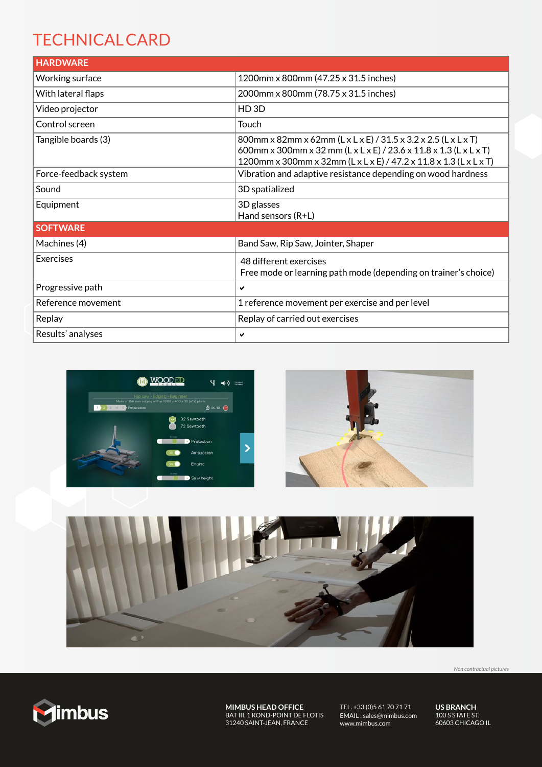# TECHNICAL CARD

| | |
|---|---|
| **HARDWARE** | |
| Working surface | 1200mm x 800mm (47.25 x 31.5 inches) |
| With lateral flaps | 2000mm x 800mm (78.75 x 31.5 inches) |
| Video projector | HD 3D |
| Control screen | Touch |
| Tangible boards (3) | 800mm x 82mm x 62mm (L x L x E) / 31.5 x 3.2 x 2.5 (L x L x T)<br>600mm x 300mm x 32 mm (L x L x E) / 23.6 x 11.8 x 1.3 (L x L x T)<br>1200mm x 300mm x 32mm (L x L x E) / 47.2 x 11.8 x 1.3 (L x L x T) |
| Force-feedback system | Vibration and adaptive resistance depending on wood hardness |
| Sound | 3D spatialized |
| Equipment | 3D glasses<br>Hand sensors (R+L) |
| **SOFTWARE** | |
| Machines (4) | Band Saw, Rip Saw, Jointer, Shaper |
| Exercises | 48 different exercises<br>Free mode or learning path mode (depending on trainer's choice) |
| Progressive path | ✔ |
| Reference movement | 1 reference movement per exercise and per level |
| Replay | Replay of carried out exercises |
| Results' analyses | ✔ |

*Non contractual pictures*

mimbus

**MIMBUS HEAD OFFICE**
BAT III, 1 ROND-POINT DE FLOTIS
31240 SAINT-JEAN, FRANCE

TEL. +33 (0)5 61 70 71 71
EMAIL : sales@mimbus.com
www.mimbus.com

**US BRANCH**
100 S STATE ST.
60603 CHICAGO IL